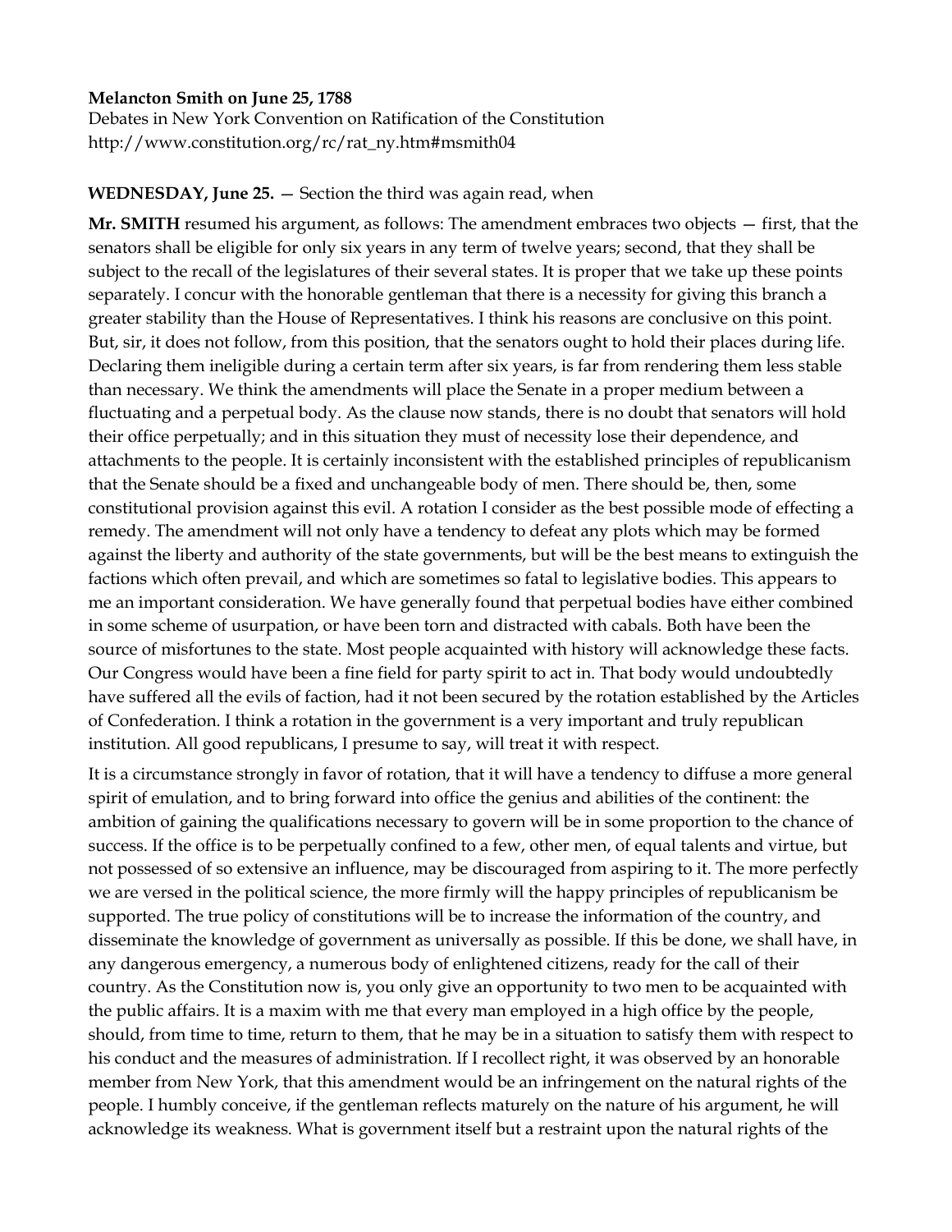**Melancton Smith on June 25, 1788**

Debates in New York Convention on Ratification of the Constitution
http://www.constitution.org/rc/rat_ny.htm#msmith04

**WEDNESDAY, June 25.** — Section the third was again read, when

**Mr. SMITH** resumed his argument, as follows: The amendment embraces two objects — first, that the senators shall be eligible for only six years in any term of twelve years; second, that they shall be subject to the recall of the legislatures of their several states. It is proper that we take up these points separately. I concur with the honorable gentleman that there is a necessity for giving this branch a greater stability than the House of Representatives. I think his reasons are conclusive on this point. But, sir, it does not follow, from this position, that the senators ought to hold their places during life. Declaring them ineligible during a certain term after six years, is far from rendering them less stable than necessary. We think the amendments will place the Senate in a proper medium between a fluctuating and a perpetual body. As the clause now stands, there is no doubt that senators will hold their office perpetually; and in this situation they must of necessity lose their dependence, and attachments to the people. It is certainly inconsistent with the established principles of republicanism that the Senate should be a fixed and unchangeable body of men. There should be, then, some constitutional provision against this evil. A rotation I consider as the best possible mode of effecting a remedy. The amendment will not only have a tendency to defeat any plots which may be formed against the liberty and authority of the state governments, but will be the best means to extinguish the factions which often prevail, and which are sometimes so fatal to legislative bodies. This appears to me an important consideration. We have generally found that perpetual bodies have either combined in some scheme of usurpation, or have been torn and distracted with cabals. Both have been the source of misfortunes to the state. Most people acquainted with history will acknowledge these facts. Our Congress would have been a fine field for party spirit to act in. That body would undoubtedly have suffered all the evils of faction, had it not been secured by the rotation established by the Articles of Confederation. I think a rotation in the government is a very important and truly republican institution. All good republicans, I presume to say, will treat it with respect.

It is a circumstance strongly in favor of rotation, that it will have a tendency to diffuse a more general spirit of emulation, and to bring forward into office the genius and abilities of the continent: the ambition of gaining the qualifications necessary to govern will be in some proportion to the chance of success. If the office is to be perpetually confined to a few, other men, of equal talents and virtue, but not possessed of so extensive an influence, may be discouraged from aspiring to it. The more perfectly we are versed in the political science, the more firmly will the happy principles of republicanism be supported. The true policy of constitutions will be to increase the information of the country, and disseminate the knowledge of government as universally as possible. If this be done, we shall have, in any dangerous emergency, a numerous body of enlightened citizens, ready for the call of their country. As the Constitution now is, you only give an opportunity to two men to be acquainted with the public affairs. It is a maxim with me that every man employed in a high office by the people, should, from time to time, return to them, that he may be in a situation to satisfy them with respect to his conduct and the measures of administration. If I recollect right, it was observed by an honorable member from New York, that this amendment would be an infringement on the natural rights of the people. I humbly conceive, if the gentleman reflects maturely on the nature of his argument, he will acknowledge its weakness. What is government itself but a restraint upon the natural rights of the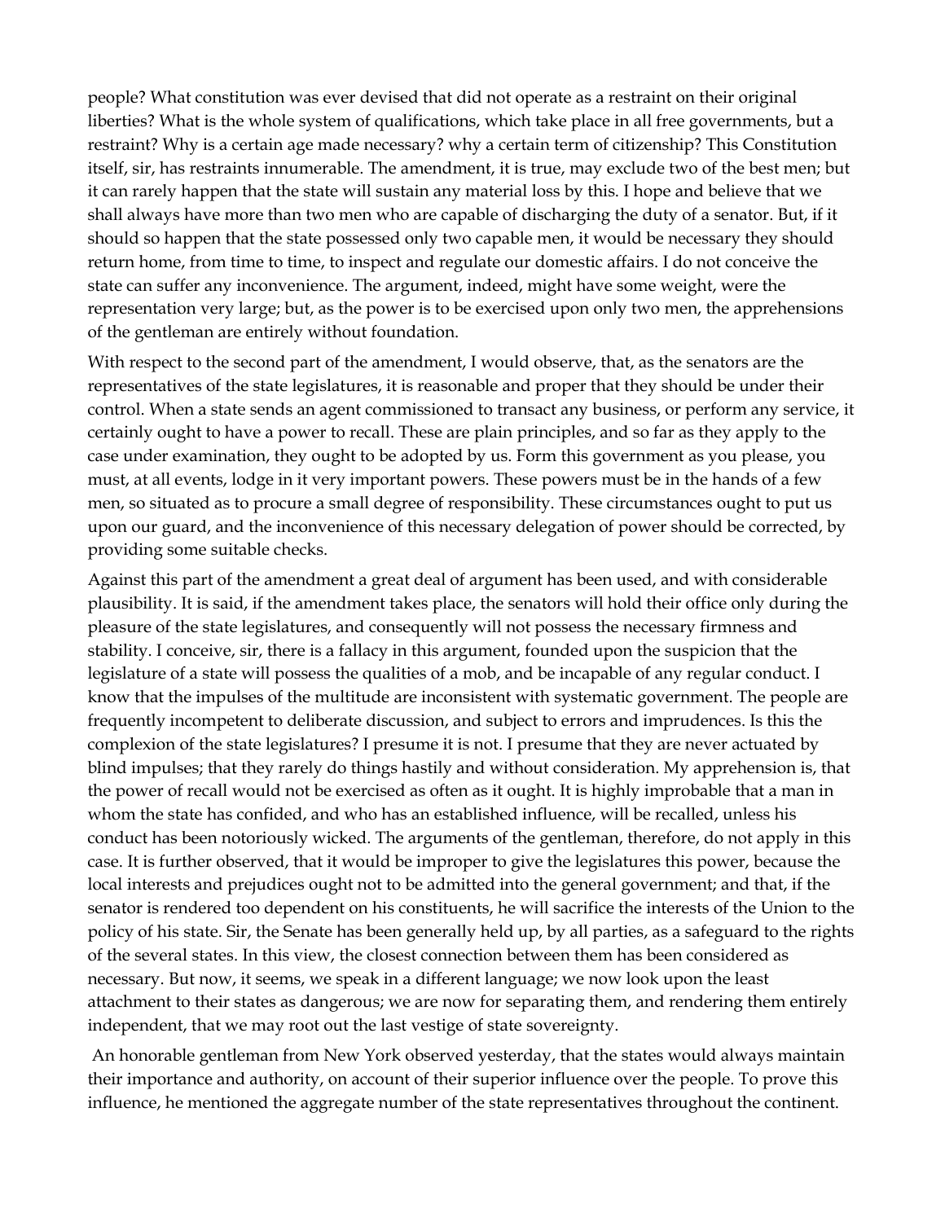people? What constitution was ever devised that did not operate as a restraint on their original liberties? What is the whole system of qualifications, which take place in all free governments, but a restraint? Why is a certain age made necessary? why a certain term of citizenship? This Constitution itself, sir, has restraints innumerable. The amendment, it is true, may exclude two of the best men; but it can rarely happen that the state will sustain any material loss by this. I hope and believe that we shall always have more than two men who are capable of discharging the duty of a senator. But, if it should so happen that the state possessed only two capable men, it would be necessary they should return home, from time to time, to inspect and regulate our domestic affairs. I do not conceive the state can suffer any inconvenience. The argument, indeed, might have some weight, were the representation very large; but, as the power is to be exercised upon only two men, the apprehensions of the gentleman are entirely without foundation.

With respect to the second part of the amendment, I would observe, that, as the senators are the representatives of the state legislatures, it is reasonable and proper that they should be under their control. When a state sends an agent commissioned to transact any business, or perform any service, it certainly ought to have a power to recall. These are plain principles, and so far as they apply to the case under examination, they ought to be adopted by us. Form this government as you please, you must, at all events, lodge in it very important powers. These powers must be in the hands of a few men, so situated as to procure a small degree of responsibility. These circumstances ought to put us upon our guard, and the inconvenience of this necessary delegation of power should be corrected, by providing some suitable checks.

Against this part of the amendment a great deal of argument has been used, and with considerable plausibility. It is said, if the amendment takes place, the senators will hold their office only during the pleasure of the state legislatures, and consequently will not possess the necessary firmness and stability. I conceive, sir, there is a fallacy in this argument, founded upon the suspicion that the legislature of a state will possess the qualities of a mob, and be incapable of any regular conduct. I know that the impulses of the multitude are inconsistent with systematic government. The people are frequently incompetent to deliberate discussion, and subject to errors and imprudences. Is this the complexion of the state legislatures? I presume it is not. I presume that they are never actuated by blind impulses; that they rarely do things hastily and without consideration. My apprehension is, that the power of recall would not be exercised as often as it ought. It is highly improbable that a man in whom the state has confided, and who has an established influence, will be recalled, unless his conduct has been notoriously wicked. The arguments of the gentleman, therefore, do not apply in this case. It is further observed, that it would be improper to give the legislatures this power, because the local interests and prejudices ought not to be admitted into the general government; and that, if the senator is rendered too dependent on his constituents, he will sacrifice the interests of the Union to the policy of his state. Sir, the Senate has been generally held up, by all parties, as a safeguard to the rights of the several states. In this view, the closest connection between them has been considered as necessary. But now, it seems, we speak in a different language; we now look upon the least attachment to their states as dangerous; we are now for separating them, and rendering them entirely independent, that we may root out the last vestige of state sovereignty.

An honorable gentleman from New York observed yesterday, that the states would always maintain their importance and authority, on account of their superior influence over the people. To prove this influence, he mentioned the aggregate number of the state representatives throughout the continent.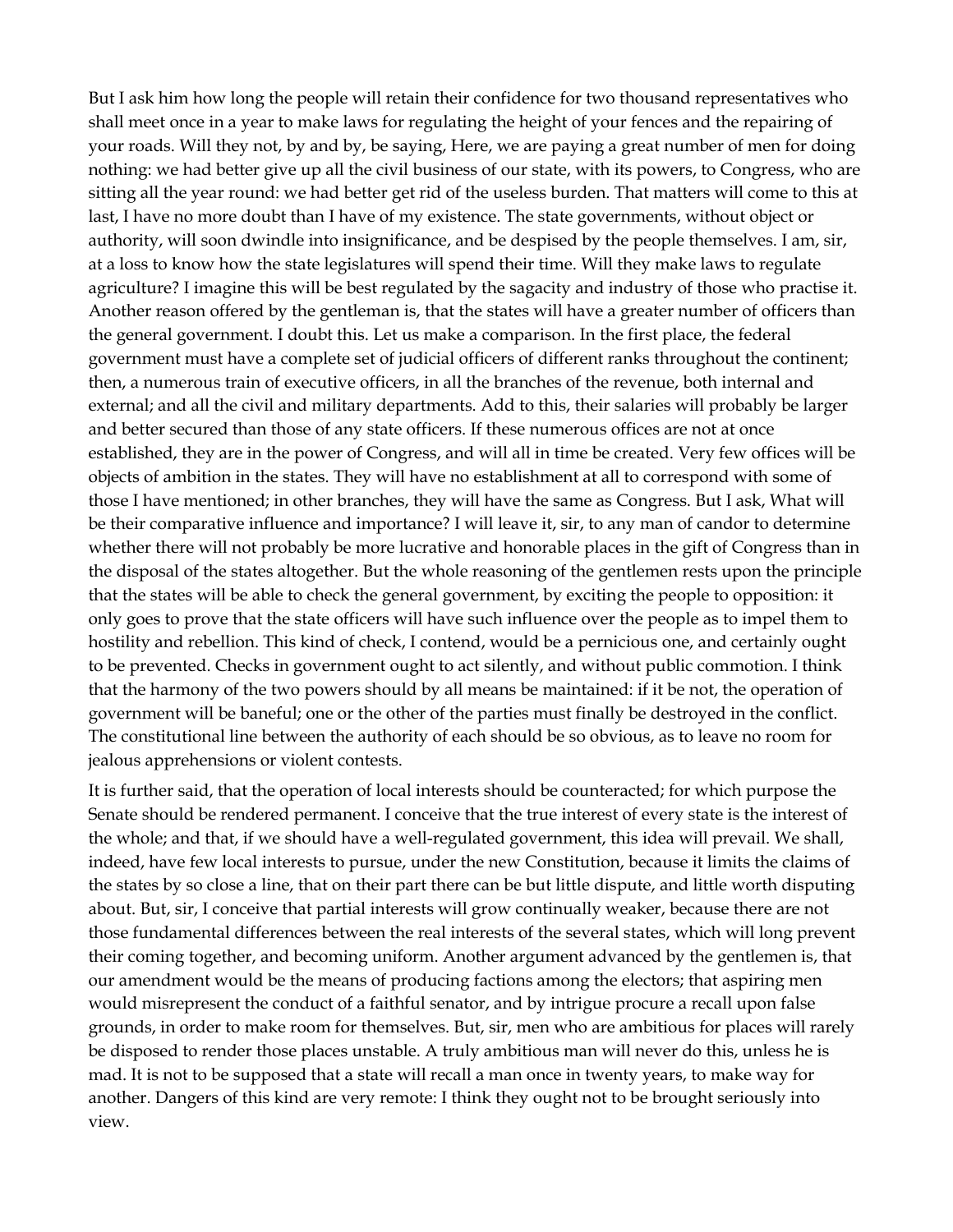But I ask him how long the people will retain their confidence for two thousand representatives who shall meet once in a year to make laws for regulating the height of your fences and the repairing of your roads. Will they not, by and by, be saying, Here, we are paying a great number of men for doing nothing: we had better give up all the civil business of our state, with its powers, to Congress, who are sitting all the year round: we had better get rid of the useless burden. That matters will come to this at last, I have no more doubt than I have of my existence. The state governments, without object or authority, will soon dwindle into insignificance, and be despised by the people themselves. I am, sir, at a loss to know how the state legislatures will spend their time. Will they make laws to regulate agriculture? I imagine this will be best regulated by the sagacity and industry of those who practise it. Another reason offered by the gentleman is, that the states will have a greater number of officers than the general government. I doubt this. Let us make a comparison. In the first place, the federal government must have a complete set of judicial officers of different ranks throughout the continent; then, a numerous train of executive officers, in all the branches of the revenue, both internal and external; and all the civil and military departments. Add to this, their salaries will probably be larger and better secured than those of any state officers. If these numerous offices are not at once established, they are in the power of Congress, and will all in time be created. Very few offices will be objects of ambition in the states. They will have no establishment at all to correspond with some of those I have mentioned; in other branches, they will have the same as Congress. But I ask, What will be their comparative influence and importance? I will leave it, sir, to any man of candor to determine whether there will not probably be more lucrative and honorable places in the gift of Congress than in the disposal of the states altogether. But the whole reasoning of the gentlemen rests upon the principle that the states will be able to check the general government, by exciting the people to opposition: it only goes to prove that the state officers will have such influence over the people as to impel them to hostility and rebellion. This kind of check, I contend, would be a pernicious one, and certainly ought to be prevented. Checks in government ought to act silently, and without public commotion. I think that the harmony of the two powers should by all means be maintained: if it be not, the operation of government will be baneful; one or the other of the parties must finally be destroyed in the conflict. The constitutional line between the authority of each should be so obvious, as to leave no room for jealous apprehensions or violent contests.

It is further said, that the operation of local interests should be counteracted; for which purpose the Senate should be rendered permanent. I conceive that the true interest of every state is the interest of the whole; and that, if we should have a well-regulated government, this idea will prevail. We shall, indeed, have few local interests to pursue, under the new Constitution, because it limits the claims of the states by so close a line, that on their part there can be but little dispute, and little worth disputing about. But, sir, I conceive that partial interests will grow continually weaker, because there are not those fundamental differences between the real interests of the several states, which will long prevent their coming together, and becoming uniform. Another argument advanced by the gentlemen is, that our amendment would be the means of producing factions among the electors; that aspiring men would misrepresent the conduct of a faithful senator, and by intrigue procure a recall upon false grounds, in order to make room for themselves. But, sir, men who are ambitious for places will rarely be disposed to render those places unstable. A truly ambitious man will never do this, unless he is mad. It is not to be supposed that a state will recall a man once in twenty years, to make way for another. Dangers of this kind are very remote: I think they ought not to be brought seriously into view.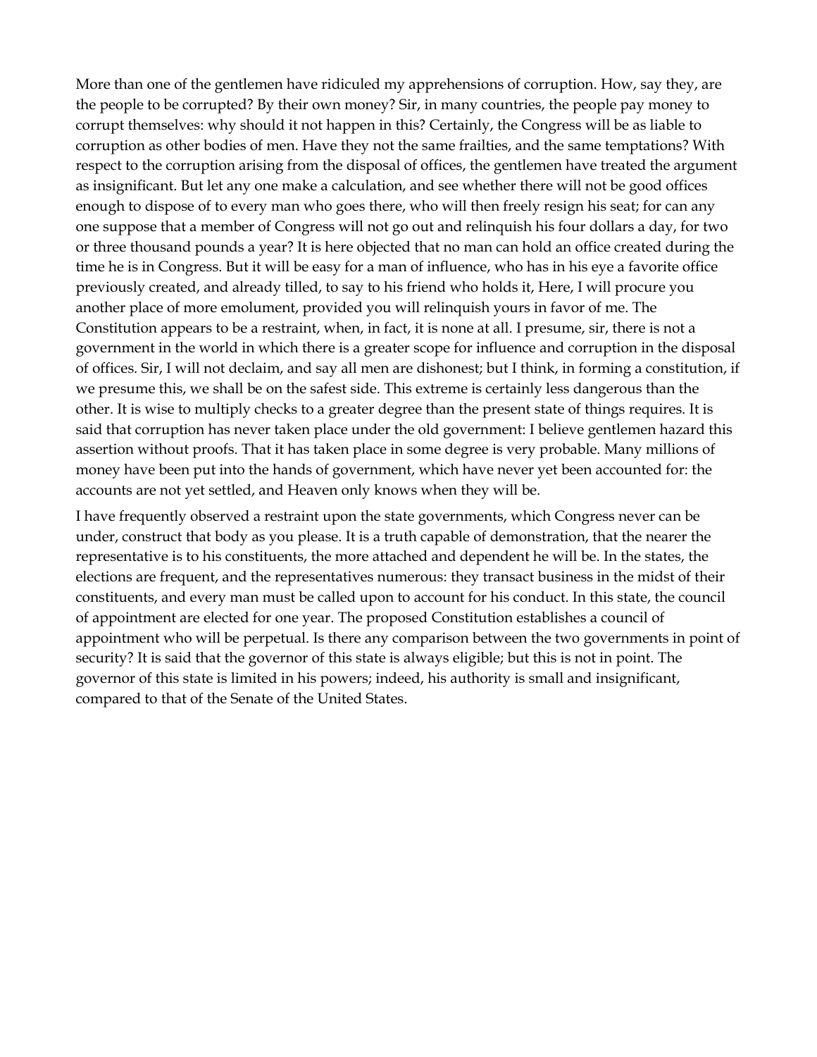More than one of the gentlemen have ridiculed my apprehensions of corruption. How, say they, are the people to be corrupted? By their own money? Sir, in many countries, the people pay money to corrupt themselves: why should it not happen in this? Certainly, the Congress will be as liable to corruption as other bodies of men. Have they not the same frailties, and the same temptations? With respect to the corruption arising from the disposal of offices, the gentlemen have treated the argument as insignificant. But let any one make a calculation, and see whether there will not be good offices enough to dispose of to every man who goes there, who will then freely resign his seat; for can any one suppose that a member of Congress will not go out and relinquish his four dollars a day, for two or three thousand pounds a year? It is here objected that no man can hold an office created during the time he is in Congress. But it will be easy for a man of influence, who has in his eye a favorite office previously created, and already tilled, to say to his friend who holds it, Here, I will procure you another place of more emolument, provided you will relinquish yours in favor of me. The Constitution appears to be a restraint, when, in fact, it is none at all. I presume, sir, there is not a government in the world in which there is a greater scope for influence and corruption in the disposal of offices. Sir, I will not declaim, and say all men are dishonest; but I think, in forming a constitution, if we presume this, we shall be on the safest side. This extreme is certainly less dangerous than the other. It is wise to multiply checks to a greater degree than the present state of things requires. It is said that corruption has never taken place under the old government: I believe gentlemen hazard this assertion without proofs. That it has taken place in some degree is very probable. Many millions of money have been put into the hands of government, which have never yet been accounted for: the accounts are not yet settled, and Heaven only knows when they will be.

I have frequently observed a restraint upon the state governments, which Congress never can be under, construct that body as you please. It is a truth capable of demonstration, that the nearer the representative is to his constituents, the more attached and dependent he will be. In the states, the elections are frequent, and the representatives numerous: they transact business in the midst of their constituents, and every man must be called upon to account for his conduct. In this state, the council of appointment are elected for one year. The proposed Constitution establishes a council of appointment who will be perpetual. Is there any comparison between the two governments in point of security? It is said that the governor of this state is always eligible; but this is not in point. The governor of this state is limited in his powers; indeed, his authority is small and insignificant, compared to that of the Senate of the United States.